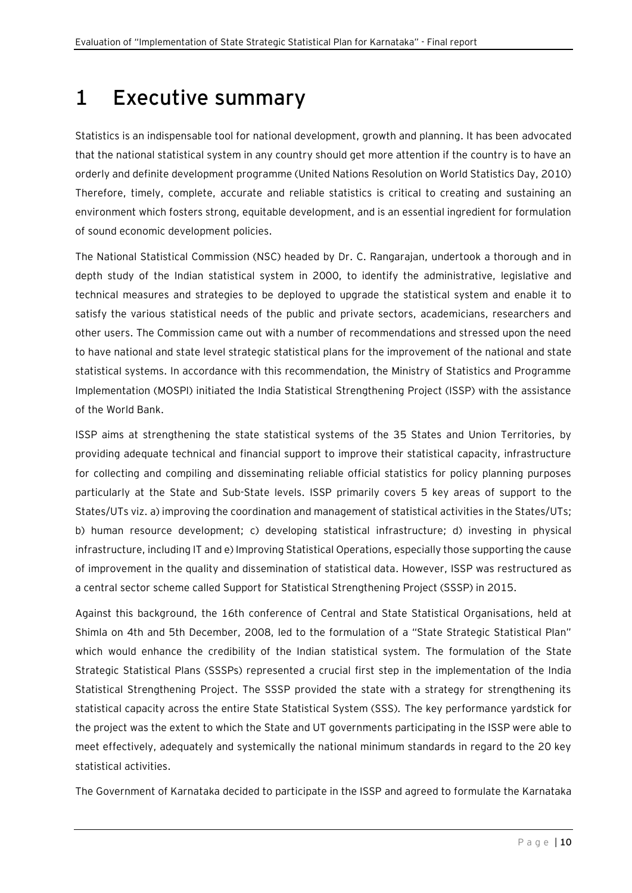# 1 Executive summary

Statistics is an indispensable tool for national development, growth and planning. It has been advocated that the national statistical system in any country should get more attention if the country is to have an orderly and definite development programme (United Nations Resolution on World Statistics Day, 2010) Therefore, timely, complete, accurate and reliable statistics is critical to creating and sustaining an environment which fosters strong, equitable development, and is an essential ingredient for formulation of sound economic development policies.

The National Statistical Commission (NSC) headed by Dr. C. Rangarajan, undertook a thorough and in depth study of the Indian statistical system in 2000, to identify the administrative, legislative and technical measures and strategies to be deployed to upgrade the statistical system and enable it to satisfy the various statistical needs of the public and private sectors, academicians, researchers and other users. The Commission came out with a number of recommendations and stressed upon the need to have national and state level strategic statistical plans for the improvement of the national and state statistical systems. In accordance with this recommendation, the Ministry of Statistics and Programme Implementation (MOSPI) initiated the India Statistical Strengthening Project (ISSP) with the assistance of the World Bank.

ISSP aims at strengthening the state statistical systems of the 35 States and Union Territories, by providing adequate technical and financial support to improve their statistical capacity, infrastructure for collecting and compiling and disseminating reliable official statistics for policy planning purposes particularly at the State and Sub-State levels. ISSP primarily covers 5 key areas of support to the States/UTs viz. a) improving the coordination and management of statistical activities in the States/UTs; b) human resource development; c) developing statistical infrastructure; d) investing in physical infrastructure, including IT and e) Improving Statistical Operations, especially those supporting the cause of improvement in the quality and dissemination of statistical data. However, ISSP was restructured as a central sector scheme called Support for Statistical Strengthening Project (SSSP) in 2015.

Against this background, the 16th conference of Central and State Statistical Organisations, held at Shimla on 4th and 5th December, 2008, led to the formulation of a "State Strategic Statistical Plan" which would enhance the credibility of the Indian statistical system. The formulation of the State Strategic Statistical Plans (SSSPs) represented a crucial first step in the implementation of the India Statistical Strengthening Project. The SSSP provided the state with a strategy for strengthening its statistical capacity across the entire State Statistical System (SSS). The key performance yardstick for the project was the extent to which the State and UT governments participating in the ISSP were able to meet effectively, adequately and systemically the national minimum standards in regard to the 20 key statistical activities.

The Government of Karnataka decided to participate in the ISSP and agreed to formulate the Karnataka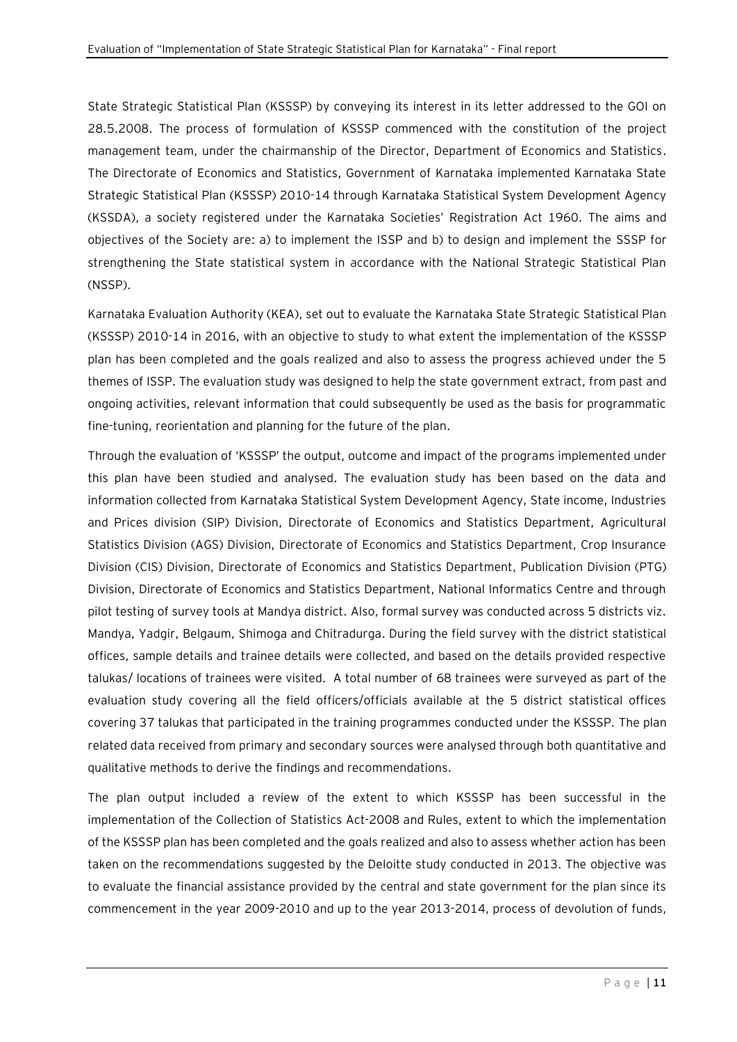State Strategic Statistical Plan (KSSSP) by conveying its interest in its letter addressed to the GOI on 28.5.2008. The process of formulation of KSSSP commenced with the constitution of the project management team, under the chairmanship of the Director, Department of Economics and Statistics. The Directorate of Economics and Statistics, Government of Karnataka implemented Karnataka State Strategic Statistical Plan (KSSSP) 2010-14 through Karnataka Statistical System Development Agency (KSSDA), a society registered under the Karnataka Societies' Registration Act 1960. The aims and objectives of the Society are: a) to implement the ISSP and b) to design and implement the SSSP for strengthening the State statistical system in accordance with the National Strategic Statistical Plan (NSSP).

Karnataka Evaluation Authority (KEA), set out to evaluate the Karnataka State Strategic Statistical Plan (KSSSP) 2010-14 in 2016, with an objective to study to what extent the implementation of the KSSSP plan has been completed and the goals realized and also to assess the progress achieved under the 5 themes of ISSP. The evaluation study was designed to help the state government extract, from past and ongoing activities, relevant information that could subsequently be used as the basis for programmatic fine-tuning, reorientation and planning for the future of the plan.

Through the evaluation of 'KSSSP' the output, outcome and impact of the programs implemented under this plan have been studied and analysed. The evaluation study has been based on the data and information collected from Karnataka Statistical System Development Agency, State income, Industries and Prices division (SIP) Division, Directorate of Economics and Statistics Department, Agricultural Statistics Division (AGS) Division, Directorate of Economics and Statistics Department, Crop Insurance Division (CIS) Division, Directorate of Economics and Statistics Department, Publication Division (PTG) Division, Directorate of Economics and Statistics Department, National Informatics Centre and through pilot testing of survey tools at Mandya district. Also, formal survey was conducted across 5 districts viz. Mandya, Yadgir, Belgaum, Shimoga and Chitradurga. During the field survey with the district statistical offices, sample details and trainee details were collected, and based on the details provided respective talukas/ locations of trainees were visited. A total number of 68 trainees were surveyed as part of the evaluation study covering all the field officers/officials available at the 5 district statistical offices covering 37 talukas that participated in the training programmes conducted under the KSSSP. The plan related data received from primary and secondary sources were analysed through both quantitative and qualitative methods to derive the findings and recommendations.

The plan output included a review of the extent to which KSSSP has been successful in the implementation of the Collection of Statistics Act-2008 and Rules, extent to which the implementation of the KSSSP plan has been completed and the goals realized and also to assess whether action has been taken on the recommendations suggested by the Deloitte study conducted in 2013. The objective was to evaluate the financial assistance provided by the central and state government for the plan since its commencement in the year 2009-2010 and up to the year 2013-2014, process of devolution of funds,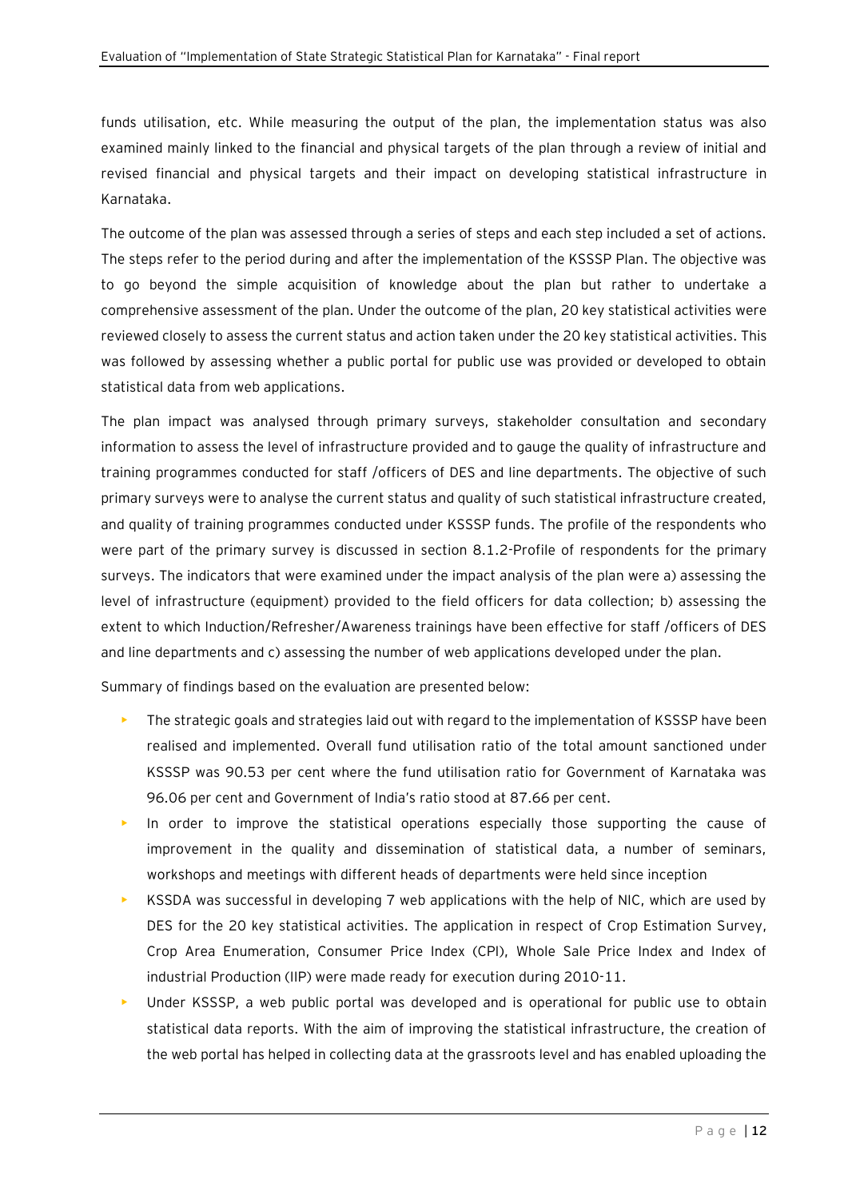funds utilisation, etc. While measuring the output of the plan, the implementation status was also examined mainly linked to the financial and physical targets of the plan through a review of initial and revised financial and physical targets and their impact on developing statistical infrastructure in Karnataka.

The outcome of the plan was assessed through a series of steps and each step included a set of actions. The steps refer to the period during and after the implementation of the KSSSP Plan. The objective was to go beyond the simple acquisition of knowledge about the plan but rather to undertake a comprehensive assessment of the plan. Under the outcome of the plan, 20 key statistical activities were reviewed closely to assess the current status and action taken under the 20 key statistical activities. This was followed by assessing whether a public portal for public use was provided or developed to obtain statistical data from web applications.

The plan impact was analysed through primary surveys, stakeholder consultation and secondary information to assess the level of infrastructure provided and to gauge the quality of infrastructure and training programmes conducted for staff /officers of DES and line departments. The objective of such primary surveys were to analyse the current status and quality of such statistical infrastructure created, and quality of training programmes conducted under KSSSP funds. The profile of the respondents who were part of the primary survey is discussed in section 8.1.2-Profile of respondents for the primary surveys. The indicators that were examined under the impact analysis of the plan were a) assessing the level of infrastructure (equipment) provided to the field officers for data collection; b) assessing the extent to which Induction/Refresher/Awareness trainings have been effective for staff /officers of DES and line departments and c) assessing the number of web applications developed under the plan.

Summary of findings based on the evaluation are presented below:

- The strategic goals and strategies laid out with regard to the implementation of KSSSP have been realised and implemented. Overall fund utilisation ratio of the total amount sanctioned under KSSSP was 90.53 per cent where the fund utilisation ratio for Government of Karnataka was 96.06 per cent and Government of India's ratio stood at 87.66 per cent.
- In order to improve the statistical operations especially those supporting the cause of improvement in the quality and dissemination of statistical data, a number of seminars, workshops and meetings with different heads of departments were held since inception
- KSSDA was successful in developing 7 web applications with the help of NIC, which are used by DES for the 20 key statistical activities. The application in respect of Crop Estimation Survey, Crop Area Enumeration, Consumer Price Index (CPI), Whole Sale Price Index and Index of industrial Production (IIP) were made ready for execution during 2010-11.
- Under KSSSP, a web public portal was developed and is operational for public use to obtain statistical data reports. With the aim of improving the statistical infrastructure, the creation of the web portal has helped in collecting data at the grassroots level and has enabled uploading the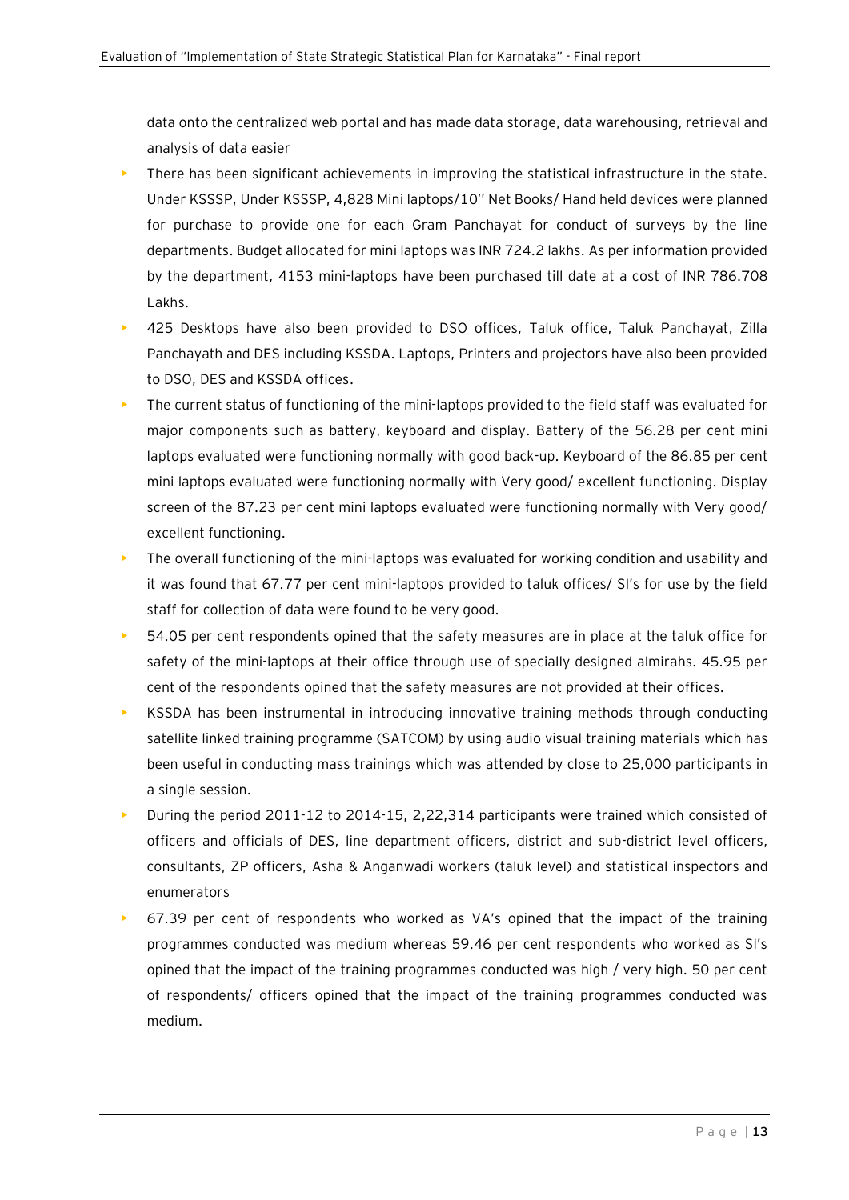data onto the centralized web portal and has made data storage, data warehousing, retrieval and analysis of data easier

- There has been significant achievements in improving the statistical infrastructure in the state. Under KSSSP, Under KSSSP, 4,828 Mini laptops/10'' Net Books/ Hand held devices were planned for purchase to provide one for each Gram Panchayat for conduct of surveys by the line departments. Budget allocated for mini laptops was INR 724.2 lakhs. As per information provided by the department, 4153 mini-laptops have been purchased till date at a cost of INR 786.708 Lakhs.
- 425 Desktops have also been provided to DSO offices, Taluk office, Taluk Panchayat, Zilla Panchayath and DES including KSSDA. Laptops, Printers and projectors have also been provided to DSO, DES and KSSDA offices.
- The current status of functioning of the mini-laptops provided to the field staff was evaluated for major components such as battery, keyboard and display. Battery of the 56.28 per cent mini laptops evaluated were functioning normally with good back-up. Keyboard of the 86.85 per cent mini laptops evaluated were functioning normally with Very good/ excellent functioning. Display screen of the 87.23 per cent mini laptops evaluated were functioning normally with Very good/ excellent functioning.
- The overall functioning of the mini-laptops was evaluated for working condition and usability and it was found that 67.77 per cent mini-laptops provided to taluk offices/ SI's for use by the field staff for collection of data were found to be very good.
- 54.05 per cent respondents opined that the safety measures are in place at the taluk office for safety of the mini-laptops at their office through use of specially designed almirahs. 45.95 per cent of the respondents opined that the safety measures are not provided at their offices.
- KSSDA has been instrumental in introducing innovative training methods through conducting satellite linked training programme (SATCOM) by using audio visual training materials which has been useful in conducting mass trainings which was attended by close to 25,000 participants in a single session.
- During the period 2011-12 to 2014-15, 2,22,314 participants were trained which consisted of officers and officials of DES, line department officers, district and sub-district level officers, consultants, ZP officers, Asha & Anganwadi workers (taluk level) and statistical inspectors and enumerators
- 67.39 per cent of respondents who worked as VA's opined that the impact of the training programmes conducted was medium whereas 59.46 per cent respondents who worked as SI's opined that the impact of the training programmes conducted was high / very high. 50 per cent of respondents/ officers opined that the impact of the training programmes conducted was medium.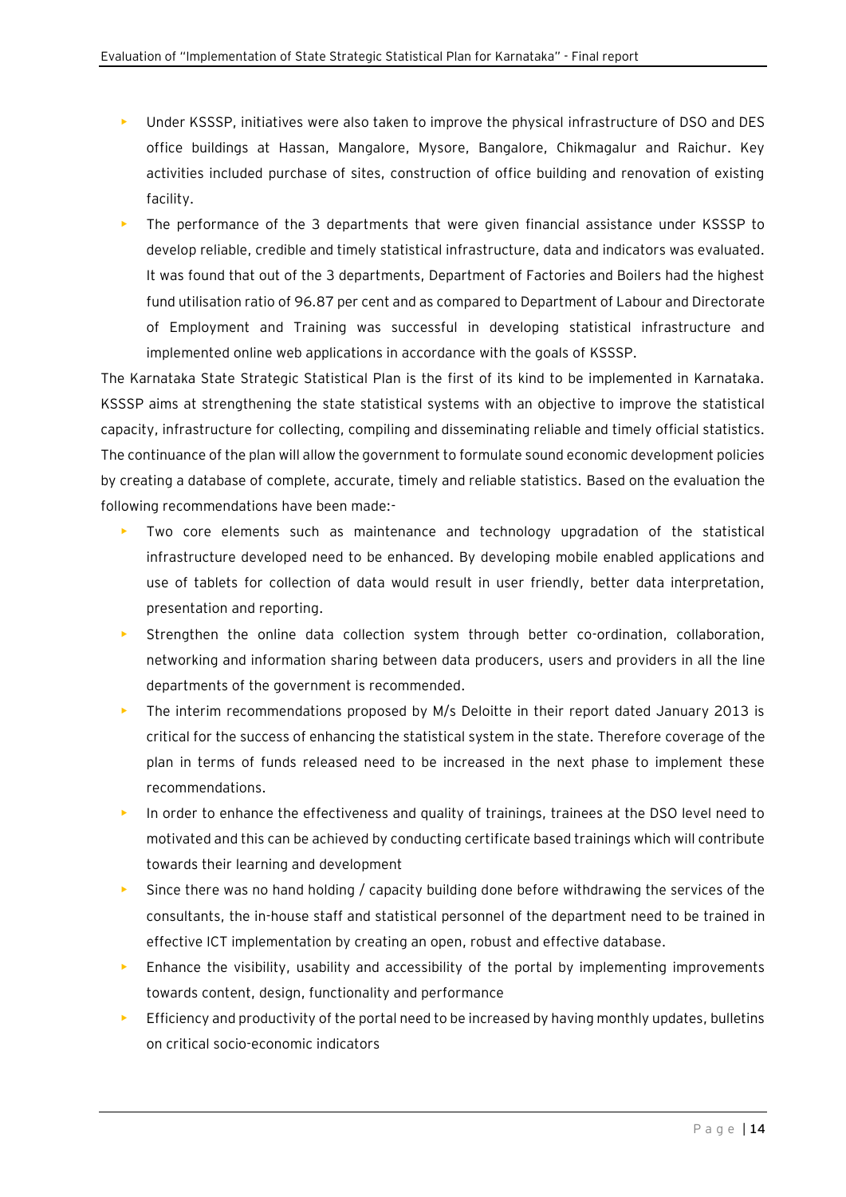- Under KSSSP, initiatives were also taken to improve the physical infrastructure of DSO and DES office buildings at Hassan, Mangalore, Mysore, Bangalore, Chikmagalur and Raichur. Key activities included purchase of sites, construction of office building and renovation of existing facility.
- The performance of the 3 departments that were given financial assistance under KSSSP to develop reliable, credible and timely statistical infrastructure, data and indicators was evaluated. It was found that out of the 3 departments, Department of Factories and Boilers had the highest fund utilisation ratio of 96.87 per cent and as compared to Department of Labour and Directorate of Employment and Training was successful in developing statistical infrastructure and implemented online web applications in accordance with the goals of KSSSP.

The Karnataka State Strategic Statistical Plan is the first of its kind to be implemented in Karnataka. KSSSP aims at strengthening the state statistical systems with an objective to improve the statistical capacity, infrastructure for collecting, compiling and disseminating reliable and timely official statistics. The continuance of the plan will allow the government to formulate sound economic development policies by creating a database of complete, accurate, timely and reliable statistics. Based on the evaluation the following recommendations have been made:-

- Two core elements such as maintenance and technology upgradation of the statistical infrastructure developed need to be enhanced. By developing mobile enabled applications and use of tablets for collection of data would result in user friendly, better data interpretation, presentation and reporting.
- Strengthen the online data collection system through better co-ordination, collaboration, networking and information sharing between data producers, users and providers in all the line departments of the government is recommended.
- The interim recommendations proposed by M/s Deloitte in their report dated January 2013 is critical for the success of enhancing the statistical system in the state. Therefore coverage of the plan in terms of funds released need to be increased in the next phase to implement these recommendations.
- In order to enhance the effectiveness and quality of trainings, trainees at the DSO level need to motivated and this can be achieved by conducting certificate based trainings which will contribute towards their learning and development
- Since there was no hand holding / capacity building done before withdrawing the services of the consultants, the in-house staff and statistical personnel of the department need to be trained in effective ICT implementation by creating an open, robust and effective database.
- Enhance the visibility, usability and accessibility of the portal by implementing improvements towards content, design, functionality and performance
- Efficiency and productivity of the portal need to be increased by having monthly updates, bulletins on critical socio-economic indicators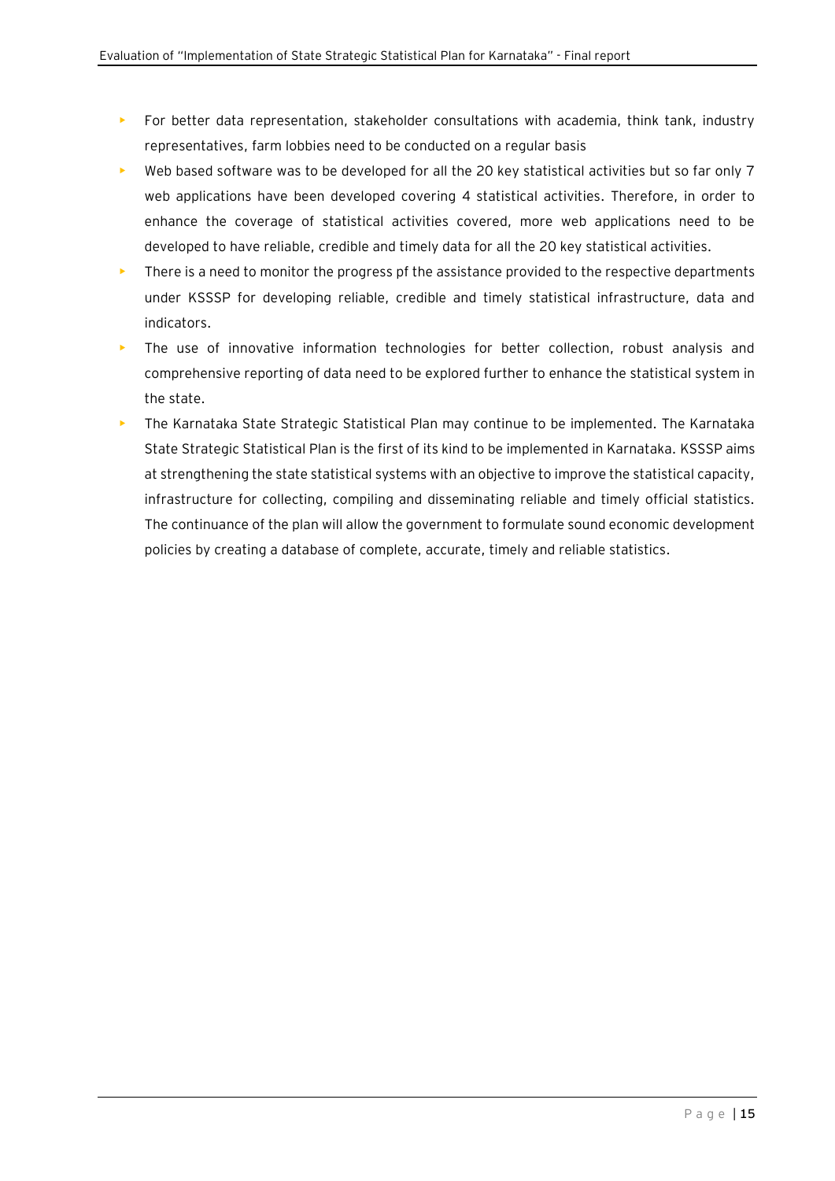- For better data representation, stakeholder consultations with academia, think tank, industry representatives, farm lobbies need to be conducted on a regular basis
- Web based software was to be developed for all the 20 key statistical activities but so far only 7 web applications have been developed covering 4 statistical activities. Therefore, in order to enhance the coverage of statistical activities covered, more web applications need to be developed to have reliable, credible and timely data for all the 20 key statistical activities.
- There is a need to monitor the progress pf the assistance provided to the respective departments under KSSSP for developing reliable, credible and timely statistical infrastructure, data and indicators.
- The use of innovative information technologies for better collection, robust analysis and comprehensive reporting of data need to be explored further to enhance the statistical system in the state.
- The Karnataka State Strategic Statistical Plan may continue to be implemented. The Karnataka State Strategic Statistical Plan is the first of its kind to be implemented in Karnataka. KSSSP aims at strengthening the state statistical systems with an objective to improve the statistical capacity, infrastructure for collecting, compiling and disseminating reliable and timely official statistics. The continuance of the plan will allow the government to formulate sound economic development policies by creating a database of complete, accurate, timely and reliable statistics.